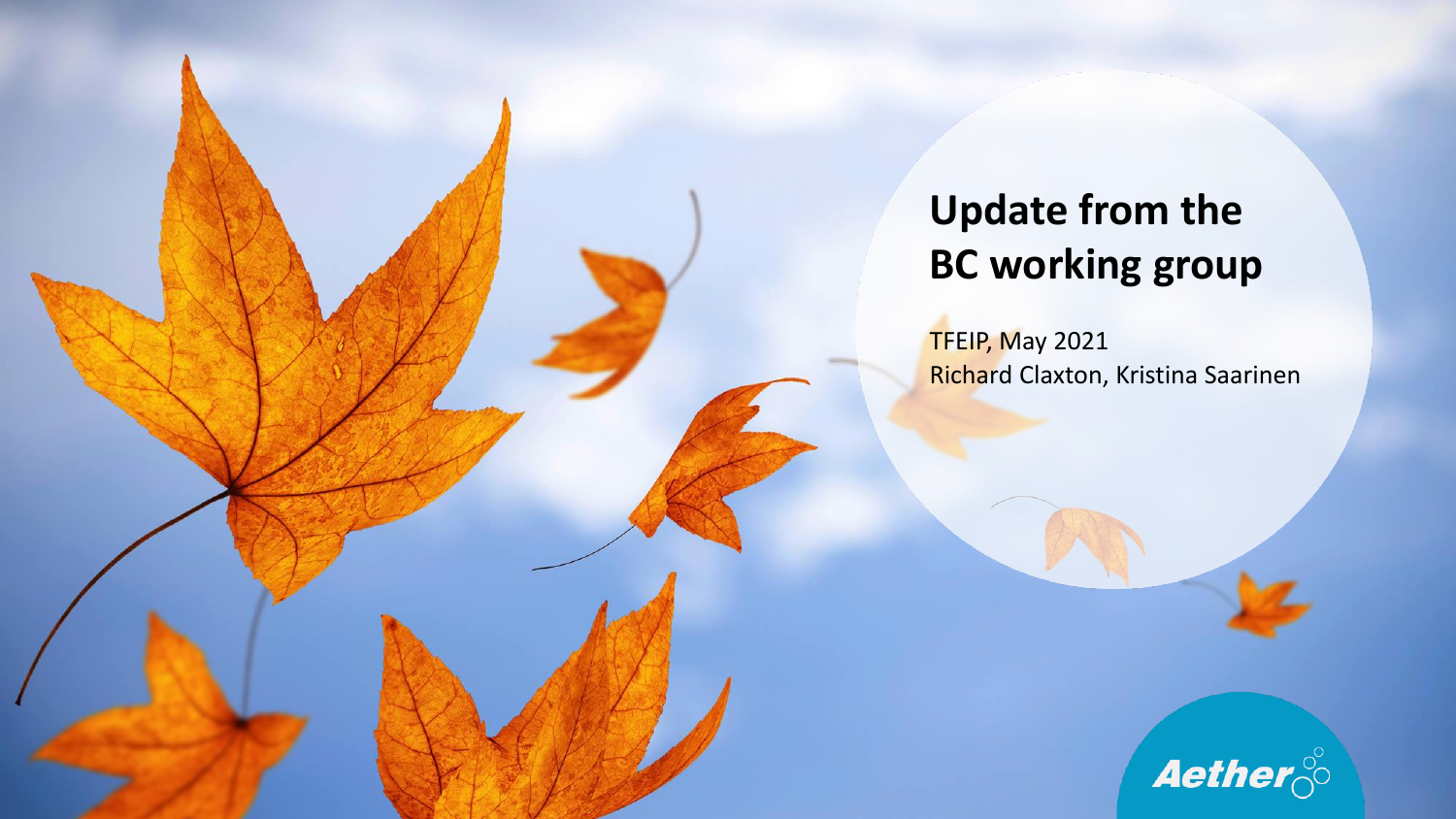# Update from the BC working group

TFEIP, May 2021
Richard Claxton, Kristina Saarinen

Aether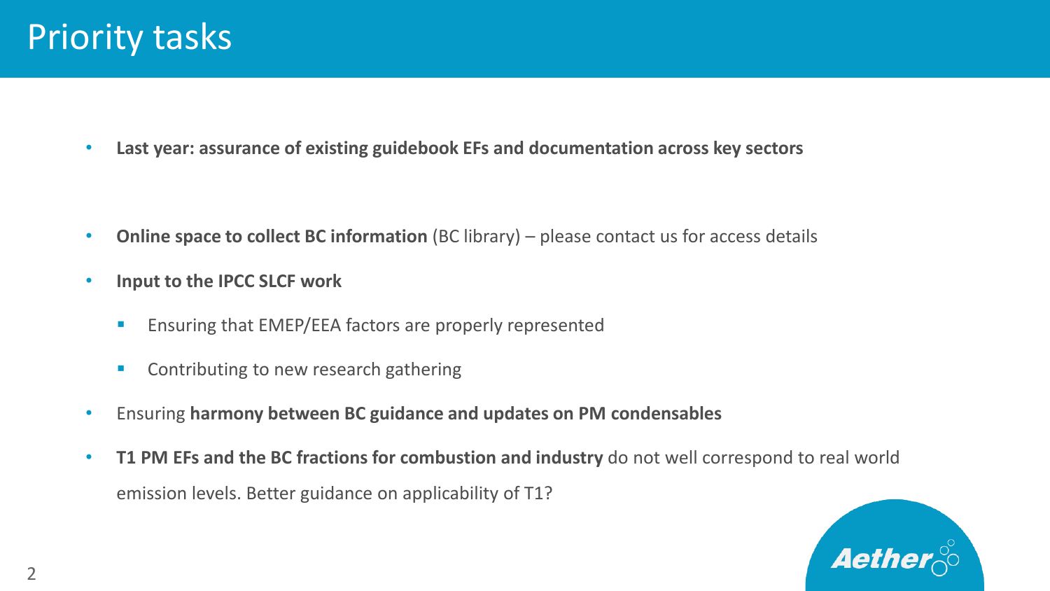# Priority tasks

- **Last year: assurance of existing guidebook EFs and documentation across key sectors**

- **Online space to collect BC information** (BC library) – please contact us for access details
- **Input to the IPCC SLCF work**
  - Ensuring that EMEP/EEA factors are properly represented
  - Contributing to new research gathering
- Ensuring **harmony between BC guidance and updates on PM condensables**
- **T1 PM EFs and the BC fractions for combustion and industry** do not well correspond to real world emission levels. Better guidance on applicability of T1?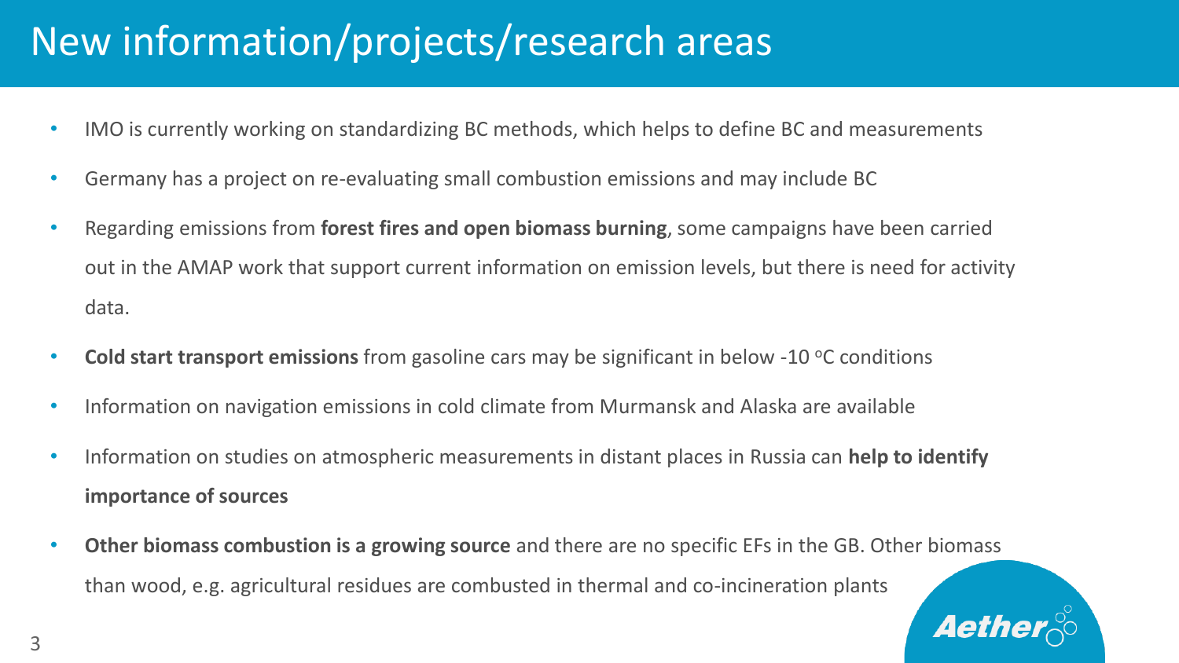# New information/projects/research areas

- IMO is currently working on standardizing BC methods, which helps to define BC and measurements
- Germany has a project on re-evaluating small combustion emissions and may include BC
- Regarding emissions from **forest fires and open biomass burning**, some campaigns have been carried out in the AMAP work that support current information on emission levels, but there is need for activity data.
- **Cold start transport emissions** from gasoline cars may be significant in below -10 $^{o}$C conditions
- Information on navigation emissions in cold climate from Murmansk and Alaska are available
- Information on studies on atmospheric measurements in distant places in Russia can **help to identify importance of sources**
- **Other biomass combustion is a growing source** and there are no specific EFs in the GB. Other biomass than wood, e.g. agricultural residues are combusted in thermal and co-incineration plants

Aether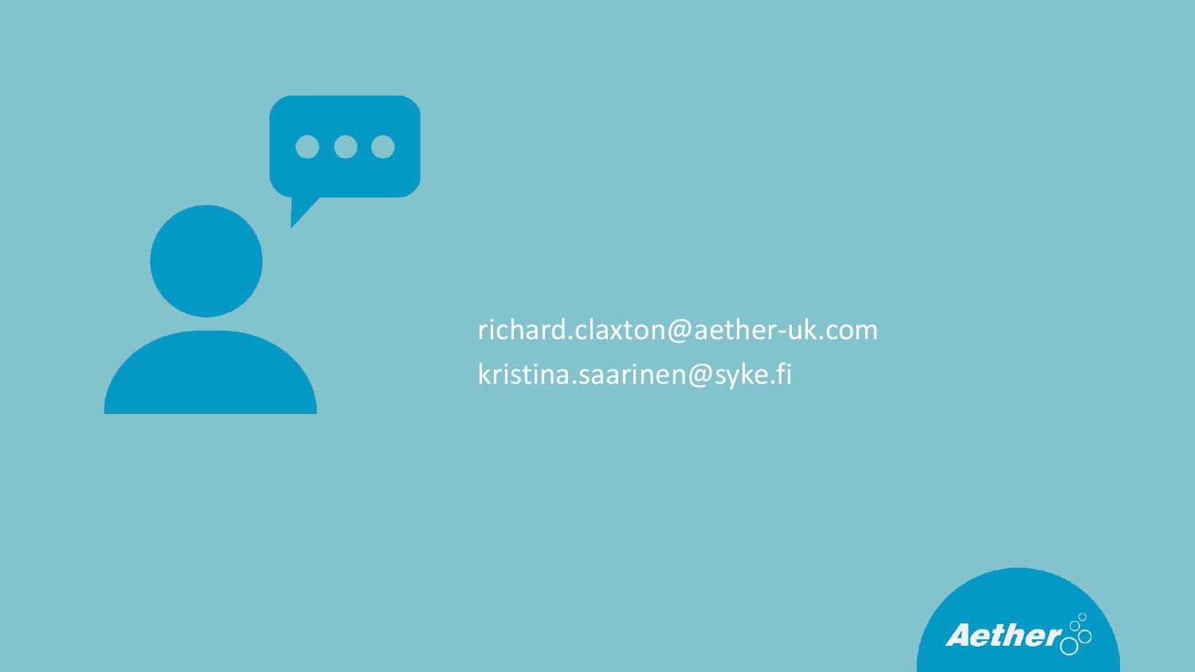richard.claxton@aether-uk.com
kristina.saarinen@syke.fi